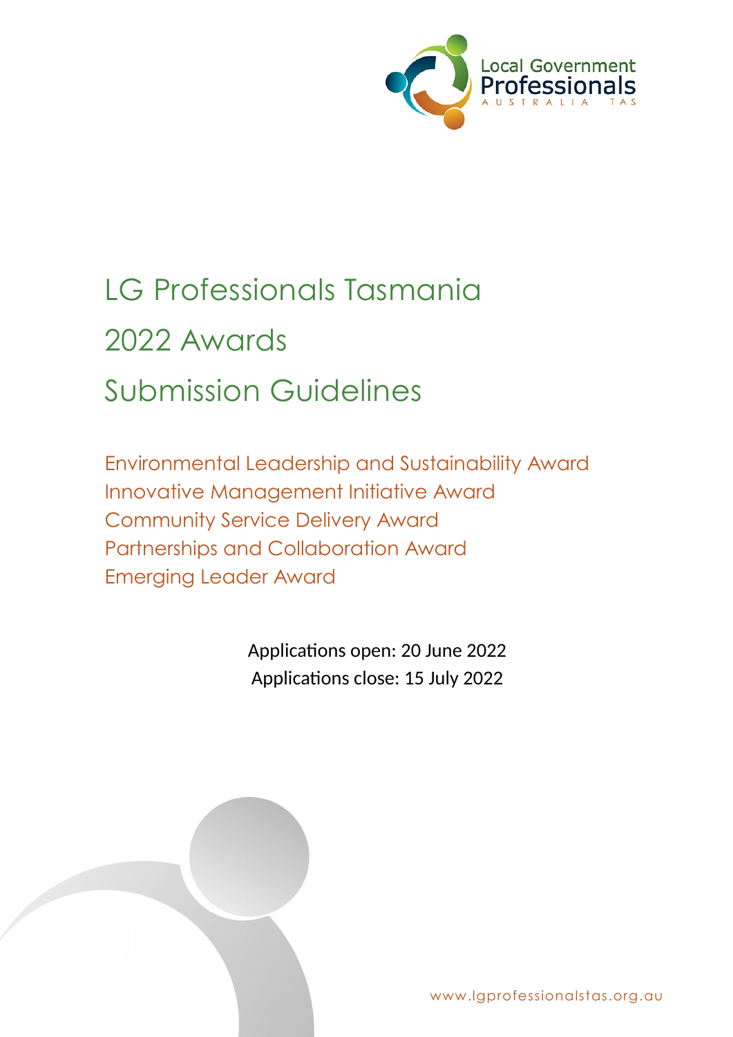# LG Professionals Tasmania 2022 Awards Submission Guidelines

Environmental Leadership and Sustainability Award
Innovative Management Initiative Award
Community Service Delivery Award
Partnerships and Collaboration Award
Emerging Leader Award

Applications open: 20 June 2022
Applications close: 15 July 2022

www.lgprofessionalstas.org.au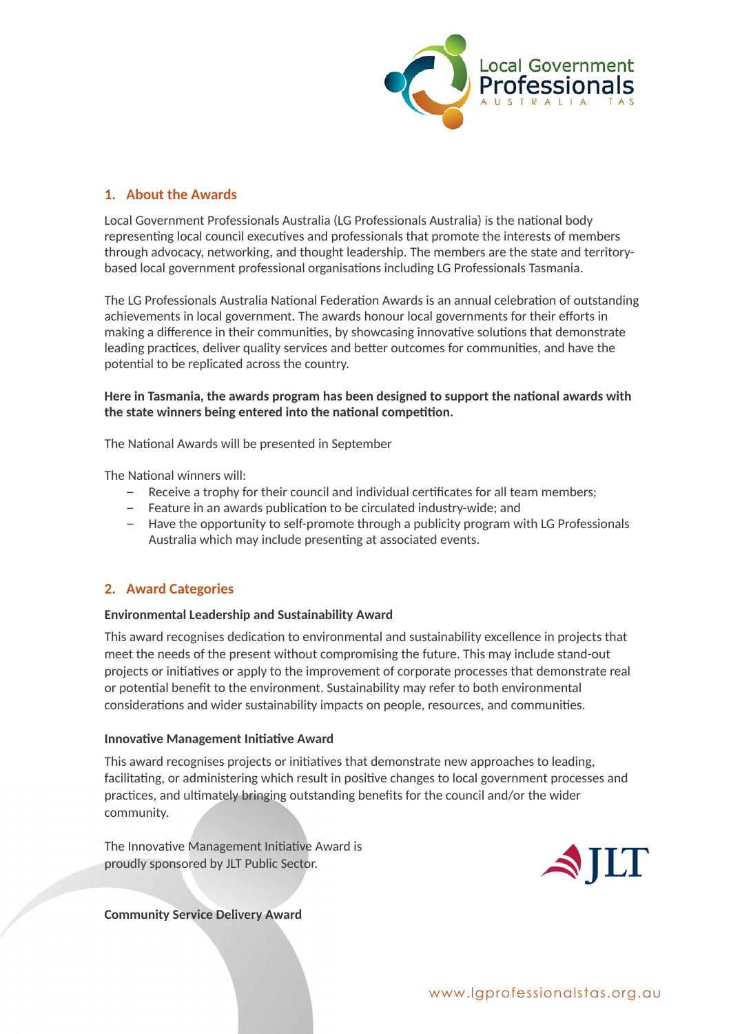## 1. About the Awards

Local Government Professionals Australia (LG Professionals Australia) is the national body representing local council executives and professionals that promote the interests of members through advocacy, networking, and thought leadership. The members are the state and territory-based local government professional organisations including LG Professionals Tasmania.

The LG Professionals Australia National Federation Awards is an annual celebration of outstanding achievements in local government. The awards honour local governments for their efforts in making a difference in their communities, by showcasing innovative solutions that demonstrate leading practices, deliver quality services and better outcomes for communities, and have the potential to be replicated across the country.

**Here in Tasmania, the awards program has been designed to support the national awards with the state winners being entered into the national competition.**

The National Awards will be presented in September

The National winners will:

- Receive a trophy for their council and individual certificates for all team members;
- Feature in an awards publication to be circulated industry-wide; and
- Have the opportunity to self-promote through a publicity program with LG Professionals Australia which may include presenting at associated events.

## 2. Award Categories

**Environmental Leadership and Sustainability Award**

This award recognises dedication to environmental and sustainability excellence in projects that meet the needs of the present without compromising the future. This may include stand-out projects or initiatives or apply to the improvement of corporate processes that demonstrate real or potential benefit to the environment. Sustainability may refer to both environmental considerations and wider sustainability impacts on people, resources, and communities.

**Innovative Management Initiative Award**

This award recognises projects or initiatives that demonstrate new approaches to leading, facilitating, or administering which result in positive changes to local government processes and practices, and ultimately bringing outstanding benefits for the council and/or the wider community.

The Innovative Management Initiative Award is proudly sponsored by JLT Public Sector.

**Community Service Delivery Award**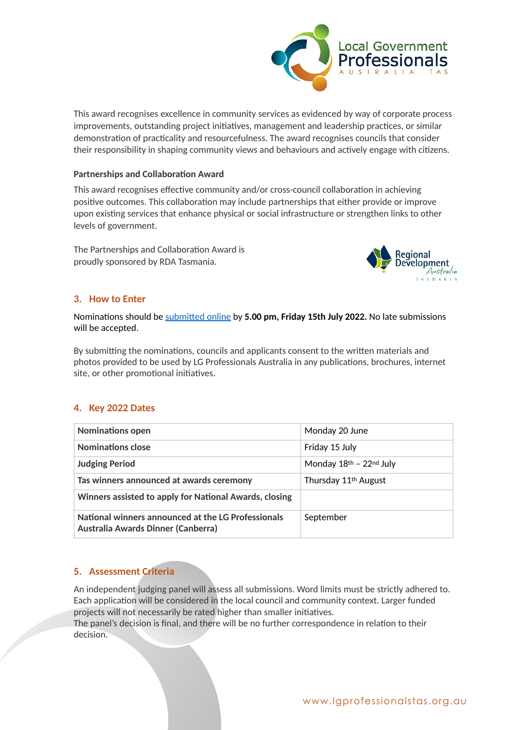This award recognises excellence in community services as evidenced by way of corporate process improvements, outstanding project initiatives, management and leadership practices, or similar demonstration of practicality and resourcefulness. The award recognises councils that consider their responsibility in shaping community views and behaviours and actively engage with citizens.

**Partnerships and Collaboration Award**

This award recognises effective community and/or cross-council collaboration in achieving positive outcomes. This collaboration may include partnerships that either provide or improve upon existing services that enhance physical or social infrastructure or strengthen links to other levels of government.

The Partnerships and Collaboration Award is proudly sponsored by RDA Tasmania.

## 3. How to Enter

Nominations should be [submitted online]() by **5.00 pm, Friday 15th July 2022.** No late submissions will be accepted.

By submitting the nominations, councils and applicants consent to the written materials and photos provided to be used by LG Professionals Australia in any publications, brochures, internet site, or other promotional initiatives.

## 4. Key 2022 Dates

| | |
|---|---|
| **Nominations open** | Monday 20 June |
| **Nominations close** | Friday 15 July |
| **Judging Period** | Monday 18th – 22nd July |
| **Tas winners announced at awards ceremony** | Thursday 11th August |
| **Winners assisted to apply for National Awards, closing** | |
| **National winners announced at the LG Professionals Australia Awards Dinner (Canberra)** | September |

## 5. Assessment Criteria

An independent judging panel will assess all submissions. Word limits must be strictly adhered to. Each application will be considered in the local council and community context. Larger funded projects will not necessarily be rated higher than smaller initiatives.
The panel's decision is final, and there will be no further correspondence in relation to their decision.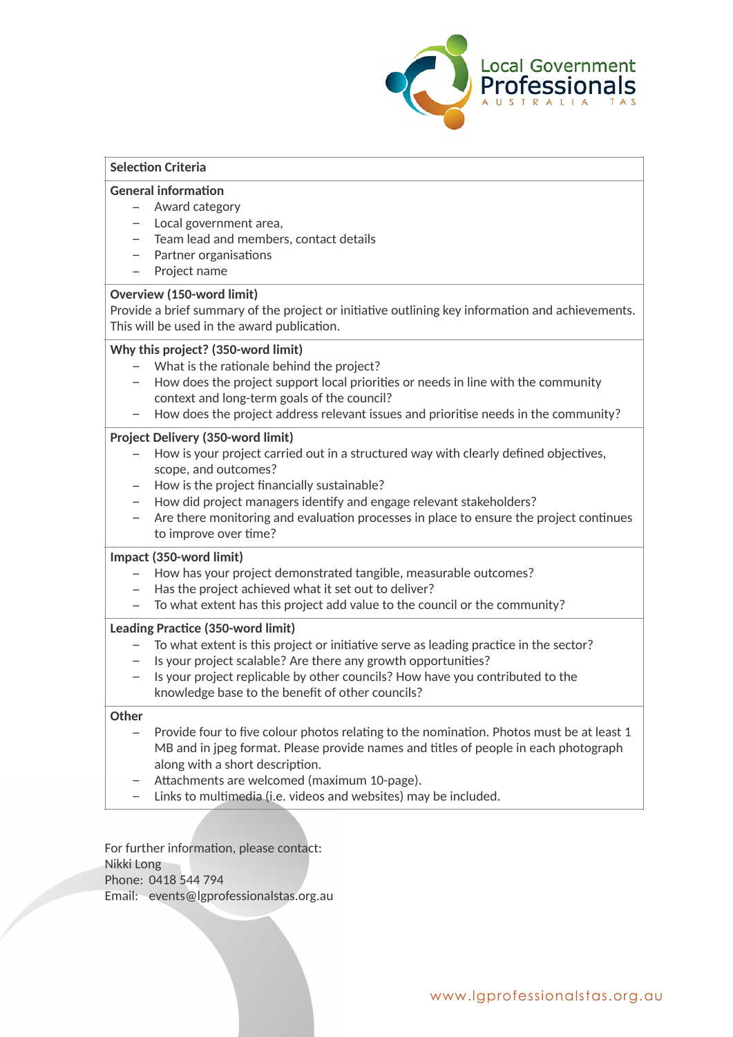**Selection Criteria**

**General information**

- Award category
- Local government area,
- Team lead and members, contact details
- Partner organisations
- Project name

**Overview (150-word limit)**

Provide a brief summary of the project or initiative outlining key information and achievements. This will be used in the award publication.

**Why this project? (350-word limit)**

- What is the rationale behind the project?
- How does the project support local priorities or needs in line with the community context and long-term goals of the council?
- How does the project address relevant issues and prioritise needs in the community?

**Project Delivery (350-word limit)**

- How is your project carried out in a structured way with clearly defined objectives, scope, and outcomes?
- How is the project financially sustainable?
- How did project managers identify and engage relevant stakeholders?
- Are there monitoring and evaluation processes in place to ensure the project continues to improve over time?

**Impact (350-word limit)**

- How has your project demonstrated tangible, measurable outcomes?
- Has the project achieved what it set out to deliver?
- To what extent has this project add value to the council or the community?

**Leading Practice (350-word limit)**

- To what extent is this project or initiative serve as leading practice in the sector?
- Is your project scalable? Are there any growth opportunities?
- Is your project replicable by other councils? How have you contributed to the knowledge base to the benefit of other councils?

**Other**

- Provide four to five colour photos relating to the nomination. Photos must be at least 1 MB and in jpeg format. Please provide names and titles of people in each photograph along with a short description.
- Attachments are welcomed (maximum 10-page).
- Links to multimedia (i.e. videos and websites) may be included.

For further information, please contact:
Nikki Long
Phone: 0418 544 794
Email: events@lgprofessionalstas.org.au